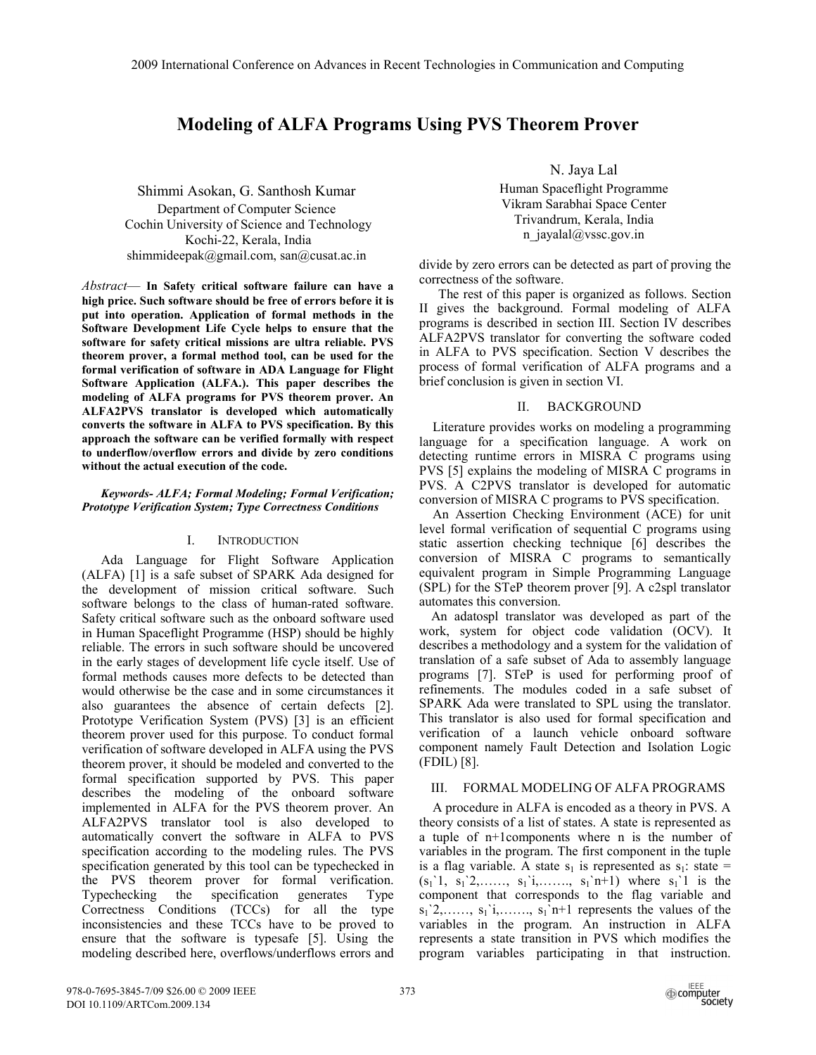# Modeling of ALFA Programs Using PVS Theorem Prover

Shimmi Asokan, G. Santhosh Kumar
Department of Computer Science
Cochin University of Science and Technology
Kochi-22, Kerala, India
shimmideepak@gmail.com, san@cusat.ac.in

N. Jaya Lal
Human Spaceflight Programme
Vikram Sarabhai Space Center
Trivandrum, Kerala, India
n_jayalal@vssc.gov.in

*Abstract*— **In Safety critical software failure can have a high price. Such software should be free of errors before it is put into operation. Application of formal methods in the Software Development Life Cycle helps to ensure that the software for safety critical missions are ultra reliable. PVS theorem prover, a formal method tool, can be used for the formal verification of software in ADA Language for Flight Software Application (ALFA.). This paper describes the modeling of ALFA programs for PVS theorem prover. An ALFA2PVS translator is developed which automatically converts the software in ALFA to PVS specification. By this approach the software can be verified formally with respect to underflow/overflow errors and divide by zero conditions without the actual execution of the code.**

***Keywords- ALFA; Formal Modeling; Formal Verification; Prototype Verification System; Type Correctness Conditions***

## I. INTRODUCTION

Ada Language for Flight Software Application (ALFA) [1] is a safe subset of SPARK Ada designed for the development of mission critical software. Such software belongs to the class of human-rated software. Safety critical software such as the onboard software used in Human Spaceflight Programme (HSP) should be highly reliable. The errors in such software should be uncovered in the early stages of development life cycle itself. Use of formal methods causes more defects to be detected than would otherwise be the case and in some circumstances it also guarantees the absence of certain defects [2]. Prototype Verification System (PVS) [3] is an efficient theorem prover used for this purpose. To conduct formal verification of software developed in ALFA using the PVS theorem prover, it should be modeled and converted to the formal specification supported by PVS. This paper describes the modeling of the onboard software implemented in ALFA for the PVS theorem prover. An ALFA2PVS translator tool is also developed to automatically convert the software in ALFA to PVS specification according to the modeling rules. The PVS specification generated by this tool can be typechecked in the PVS theorem prover for formal verification. Typechecking the specification generates Type Correctness Conditions (TCCs) for all the type inconsistencies and these TCCs have to be proved to ensure that the software is typesafe [5]. Using the modeling described here, overflows/underflows errors and divide by zero errors can be detected as part of proving the correctness of the software.

The rest of this paper is organized as follows. Section II gives the background. Formal modeling of ALFA programs is described in section III. Section IV describes ALFA2PVS translator for converting the software coded in ALFA to PVS specification. Section V describes the process of formal verification of ALFA programs and a brief conclusion is given in section VI.

## II. BACKGROUND

Literature provides works on modeling a programming language for a specification language. A work on detecting runtime errors in MISRA C programs using PVS [5] explains the modeling of MISRA C programs in PVS. A C2PVS translator is developed for automatic conversion of MISRA C programs to PVS specification.

An Assertion Checking Environment (ACE) for unit level formal verification of sequential C programs using static assertion checking technique [6] describes the conversion of MISRA C programs to semantically equivalent program in Simple Programming Language (SPL) for the STeP theorem prover [9]. A c2spl translator automates this conversion.

An adatospl translator was developed as part of the work, system for object code validation (OCV). It describes a methodology and a system for the validation of translation of a safe subset of Ada to assembly language programs [7]. STeP is used for performing proof of refinements. The modules coded in a safe subset of SPARK Ada were translated to SPL using the translator. This translator is also used for formal specification and verification of a launch vehicle onboard software component namely Fault Detection and Isolation Logic (FDIL) [8].

## III. FORMAL MODELING OF ALFA PROGRAMS

A procedure in ALFA is encoded as a theory in PVS. A theory consists of a list of states. A state is represented as a tuple of n+1components where n is the number of variables in the program. The first component in the tuple is a flag variable. A state $s_1$ is represented as $s_1$: state = ($s_1$\`1, $s_1$\`2,……, $s_1$\`i,……., $s_1$\`n+1) where $s_1$\`1 is the component that corresponds to the flag variable and $s_1$\`2,……, $s_1$\`i,……., $s_1$\`n+1 represents the values of the variables in the program. An instruction in ALFA represents a state transition in PVS which modifies the program variables participating in that instruction.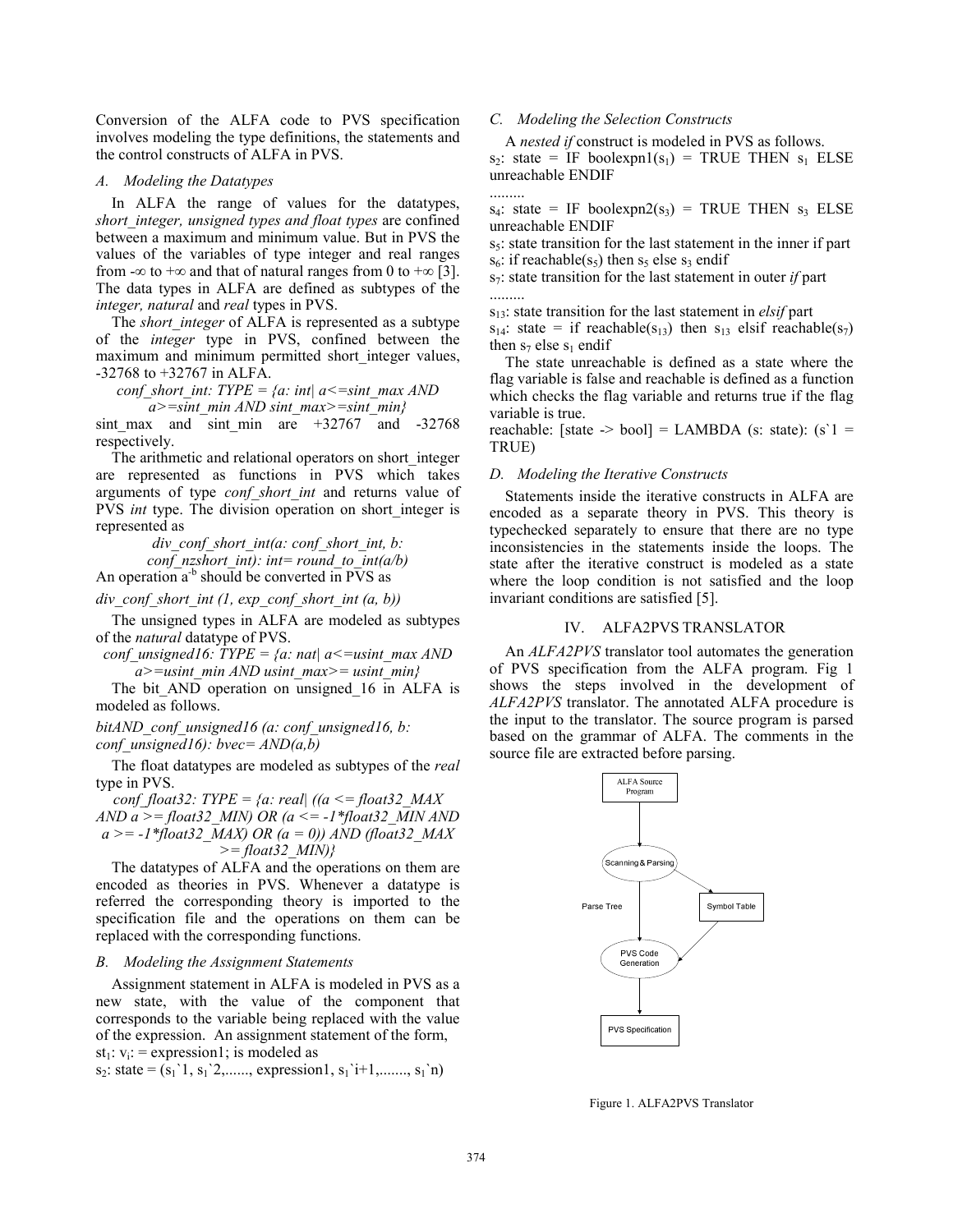Conversion of the ALFA code to PVS specification involves modeling the type definitions, the statements and the control constructs of ALFA in PVS.

### A. Modeling the Datatypes

In ALFA the range of values for the datatypes, *short_integer, unsigned types and float types* are confined between a maximum and minimum value. But in PVS the values of the variables of type integer and real ranges from $-\infty$ to $+\infty$ and that of natural ranges from 0 to $+\infty$ [3]. The data types in ALFA are defined as subtypes of the *integer, natural* and *real* types in PVS.

The *short_integer* of ALFA is represented as a subtype of the *integer* type in PVS, confined between the maximum and minimum permitted short_integer values, -32768 to +32767 in ALFA.

*conf_short_int: TYPE = {a: int| a<=sint_max AND a>=sint_min AND sint_max>=sint_min}*

sint_max and sint_min are +32767 and -32768 respectively.

The arithmetic and relational operators on short_integer are represented as functions in PVS which takes arguments of type *conf_short_int* and returns value of PVS *int* type. The division operation on short_integer is represented as

*div_conf_short_int(a: conf_short_int, b: conf_nzshort_int): int= round_to_int(a/b)*

An operation $a^{-b}$ should be converted in PVS as

*div_conf_short_int (1, exp_conf_short_int (a, b))*

The unsigned types in ALFA are modeled as subtypes of the *natural* datatype of PVS.

*conf_unsigned16: TYPE = {a: nat| a<=usint_max AND a>=usint_min AND usint_max>= usint_min}*

The bit_AND operation on unsigned_16 in ALFA is modeled as follows.

*bitAND_conf_unsigned16 (a: conf_unsigned16, b: conf_unsigned16): bvec= AND(a,b)*

The float datatypes are modeled as subtypes of the *real* type in PVS.

*conf_float32: TYPE = {a: real| ((a <= float32_MAX AND a >= float32_MIN) OR (a <= -1*float32_MIN AND a >= -1*float32_MAX) OR (a = 0)) AND (float32_MAX >= float32_MIN)}*

The datatypes of ALFA and the operations on them are encoded as theories in PVS. Whenever a datatype is referred the corresponding theory is imported to the specification file and the operations on them can be replaced with the corresponding functions.

### B. Modeling the Assignment Statements

Assignment statement in ALFA is modeled in PVS as a new state, with the value of the component that corresponds to the variable being replaced with the value of the expression. An assignment statement of the form,

$st_1$: $v_i$: = expression1; is modeled as

$s_2$: state = ($s_1$`1, $s_1$`2,......, expression1, $s_1$`i+1,......., $s_1$`n)

### C. Modeling the Selection Constructs

A *nested if* construct is modeled in PVS as follows.

$s_2$: state = IF boolexpn1($s_1$) = TRUE THEN $s_1$ ELSE unreachable ENDIF

.........

$s_4$: state = IF boolexpn2($s_3$) = TRUE THEN $s_3$ ELSE unreachable ENDIF

$s_5$: state transition for the last statement in the inner if part

$s_6$: if reachable($s_5$) then $s_5$ else $s_3$ endif

$s_7$: state transition for the last statement in outer *if* part

.........

$s_{13}$: state transition for the last statement in *elsif* part

$s_{14}$: state = if reachable($s_{13}$) then $s_{13}$ elsif reachable($s_7$) then $s_7$ else $s_1$ endif

The state unreachable is defined as a state where the flag variable is false and reachable is defined as a function which checks the flag variable and returns true if the flag variable is true.

reachable: [state -> bool] = LAMBDA (s: state): (s`1 = TRUE)

### D. Modeling the Iterative Constructs

Statements inside the iterative constructs in ALFA are encoded as a separate theory in PVS. This theory is typechecked separately to ensure that there are no type inconsistencies in the statements inside the loops. The state after the iterative construct is modeled as a state where the loop condition is not satisfied and the loop invariant conditions are satisfied [5].

## IV. ALFA2PVS TRANSLATOR

An *ALFA2PVS* translator tool automates the generation of PVS specification from the ALFA program. Fig 1 shows the steps involved in the development of *ALFA2PVS* translator. The annotated ALFA procedure is the input to the translator. The source program is parsed based on the grammar of ALFA. The comments in the source file are extracted before parsing.

Figure 1. ALFA2PVS Translator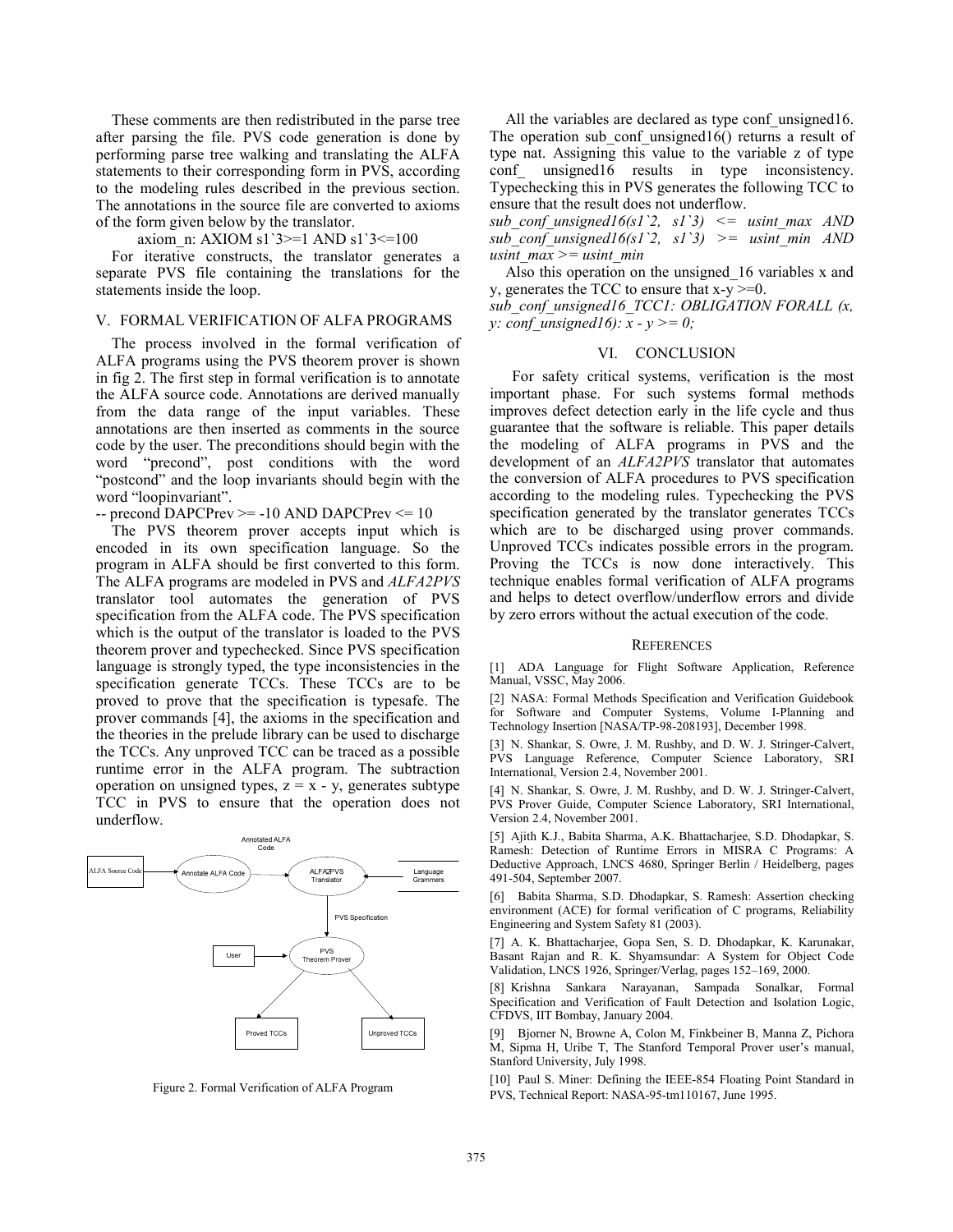These comments are then redistributed in the parse tree after parsing the file. PVS code generation is done by performing parse tree walking and translating the ALFA statements to their corresponding form in PVS, according to the modeling rules described in the previous section. The annotations in the source file are converted to axioms of the form given below by the translator.

axiom_n: AXIOM s1`3>=1 AND s1`3<=100

For iterative constructs, the translator generates a separate PVS file containing the translations for the statements inside the loop.

## V. FORMAL VERIFICATION OF ALFA PROGRAMS

The process involved in the formal verification of ALFA programs using the PVS theorem prover is shown in fig 2. The first step in formal verification is to annotate the ALFA source code. Annotations are derived manually from the data range of the input variables. These annotations are then inserted as comments in the source code by the user. The preconditions should begin with the word "precond", post conditions with the word "postcond" and the loop invariants should begin with the word "loopinvariant".

-- precond DAPCPrev >= -10 AND DAPCPrev <= 10

The PVS theorem prover accepts input which is encoded in its own specification language. So the program in ALFA should be first converted to this form. The ALFA programs are modeled in PVS and *ALFA2PVS* translator tool automates the generation of PVS specification from the ALFA code. The PVS specification which is the output of the translator is loaded to the PVS theorem prover and typechecked. Since PVS specification language is strongly typed, the type inconsistencies in the specification generate TCCs. These TCCs are to be proved to prove that the specification is typesafe. The prover commands [4], the axioms in the specification and the theories in the prelude library can be used to discharge the TCCs. Any unproved TCC can be traced as a possible runtime error in the ALFA program. The subtraction operation on unsigned types, z = x - y, generates subtype TCC in PVS to ensure that the operation does not underflow.

Annotated ALFA Code

ALFA Source Code

Annotate ALFA Code

ALFA2PVS Translator

Language Grammers

PVS Specification

User

PVS Theorem Prover

Proved TCCs

Unproved TCCs

Figure 2. Formal Verification of ALFA Program

All the variables are declared as type conf_unsigned16. The operation sub_conf_unsigned16() returns a result of type nat. Assigning this value to the variable z of type conf_ unsigned16 results in type inconsistency. Typechecking this in PVS generates the following TCC to ensure that the result does not underflow.

*sub_conf_unsigned16(s1`2, s1`3) <= usint_max AND sub_conf_unsigned16(s1`2, s1`3) >= usint_min AND usint_max >= usint_min*

Also this operation on the unsigned_16 variables x and y, generates the TCC to ensure that x-y >=0.

*sub_conf_unsigned16_TCC1: OBLIGATION FORALL (x, y: conf_unsigned16): x - y >= 0;*

## VI. CONCLUSION

For safety critical systems, verification is the most important phase. For such systems formal methods improves defect detection early in the life cycle and thus guarantee that the software is reliable. This paper details the modeling of ALFA programs in PVS and the development of an *ALFA2PVS* translator that automates the conversion of ALFA procedures to PVS specification according to the modeling rules. Typechecking the PVS specification generated by the translator generates TCCs which are to be discharged using prover commands. Unproved TCCs indicates possible errors in the program. Proving the TCCs is now done interactively. This technique enables formal verification of ALFA programs and helps to detect overflow/underflow errors and divide by zero errors without the actual execution of the code.

## REFERENCES

[1] ADA Language for Flight Software Application, Reference Manual, VSSC, May 2006.

[2] NASA: Formal Methods Specification and Verification Guidebook for Software and Computer Systems, Volume I-Planning and Technology Insertion [NASA/TP-98-208193], December 1998.

[3] N. Shankar, S. Owre, J. M. Rushby, and D. W. J. Stringer-Calvert, PVS Language Reference, Computer Science Laboratory, SRI International, Version 2.4, November 2001.

[4] N. Shankar, S. Owre, J. M. Rushby, and D. W. J. Stringer-Calvert, PVS Prover Guide, Computer Science Laboratory, SRI International, Version 2.4, November 2001.

[5] Ajith K.J., Babita Sharma, A.K. Bhattacharjee, S.D. Dhodapkar, S. Ramesh: Detection of Runtime Errors in MISRA C Programs: A Deductive Approach, LNCS 4680, Springer Berlin / Heidelberg, pages 491-504, September 2007.

[6] Babita Sharma, S.D. Dhodapkar, S. Ramesh: Assertion checking environment (ACE) for formal verification of C programs, Reliability Engineering and System Safety 81 (2003).

[7] A. K. Bhattacharjee, Gopa Sen, S. D. Dhodapkar, K. Karunakar, Basant Rajan and R. K. Shyamsundar: A System for Object Code Validation, LNCS 1926, Springer/Verlag, pages 152–169, 2000.

[8] Krishna Sankara Narayanan, Sampada Sonalkar, Formal Specification and Verification of Fault Detection and Isolation Logic, CFDVS, IIT Bombay, January 2004.

[9] Bjorner N, Browne A, Colon M, Finkbeiner B, Manna Z, Pichora M, Sipma H, Uribe T, The Stanford Temporal Prover user's manual, Stanford University, July 1998.

[10] Paul S. Miner: Defining the IEEE-854 Floating Point Standard in PVS, Technical Report: NASA-95-tm110167, June 1995.